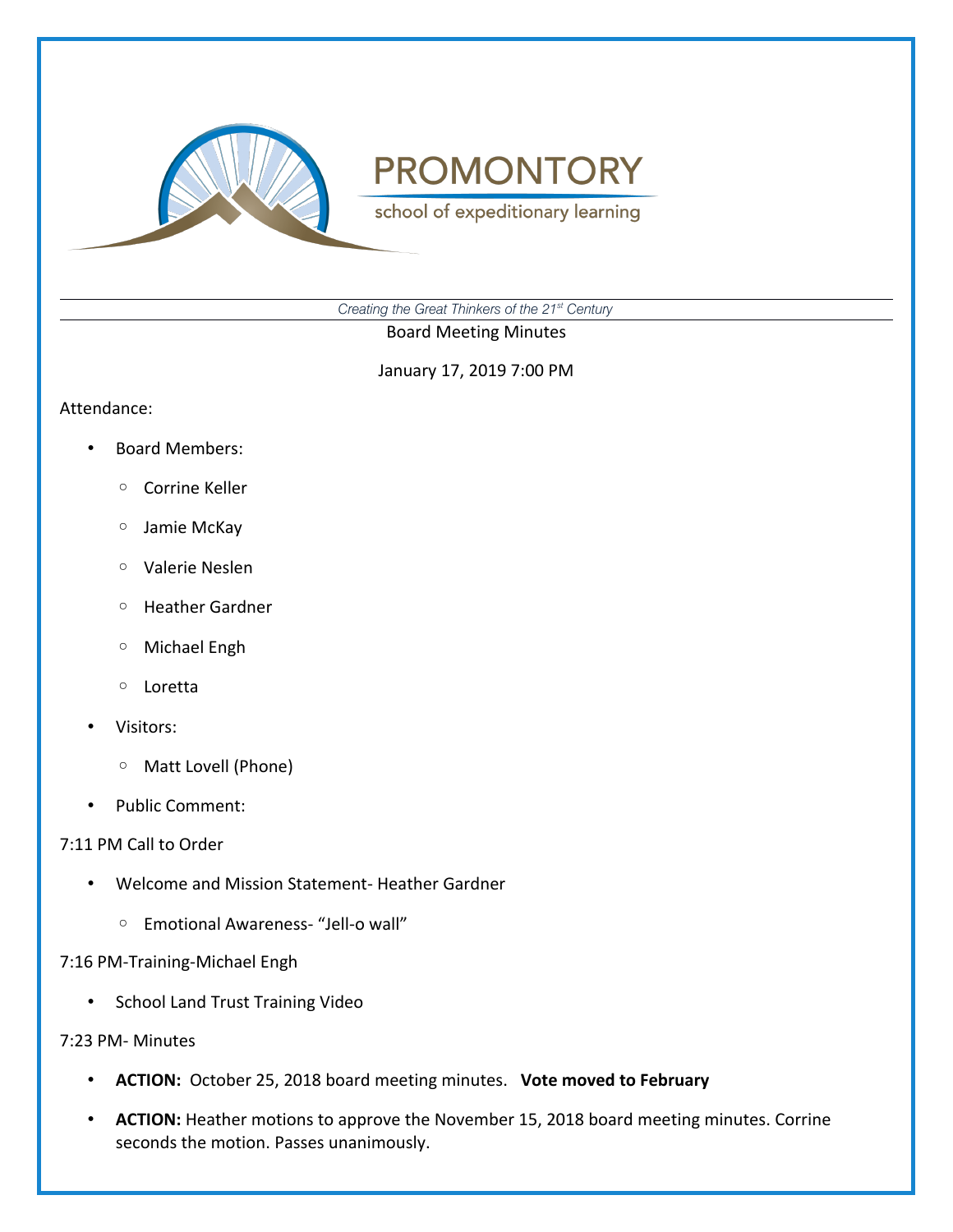# PROMONTORY

school of expeditionary learning

*Creating the Great Thinkers of the 21st Century*

Board Meeting Minutes

January 17, 2019 7:00 PM

Attendance:

- Board Members:
  - Corrine Keller
  - Jamie McKay
  - Valerie Neslen
  - Heather Gardner
  - Michael Engh
  - Loretta
- Visitors:
  - Matt Lovell (Phone)
- Public Comment:

7:11 PM Call to Order

- Welcome and Mission Statement- Heather Gardner
  - Emotional Awareness- "Jell-o wall"

7:16 PM-Training-Michael Engh

- School Land Trust Training Video

7:23 PM- Minutes

- **ACTION:** October 25, 2018 board meeting minutes. **Vote moved to February**
- **ACTION:** Heather motions to approve the November 15, 2018 board meeting minutes. Corrine seconds the motion. Passes unanimously.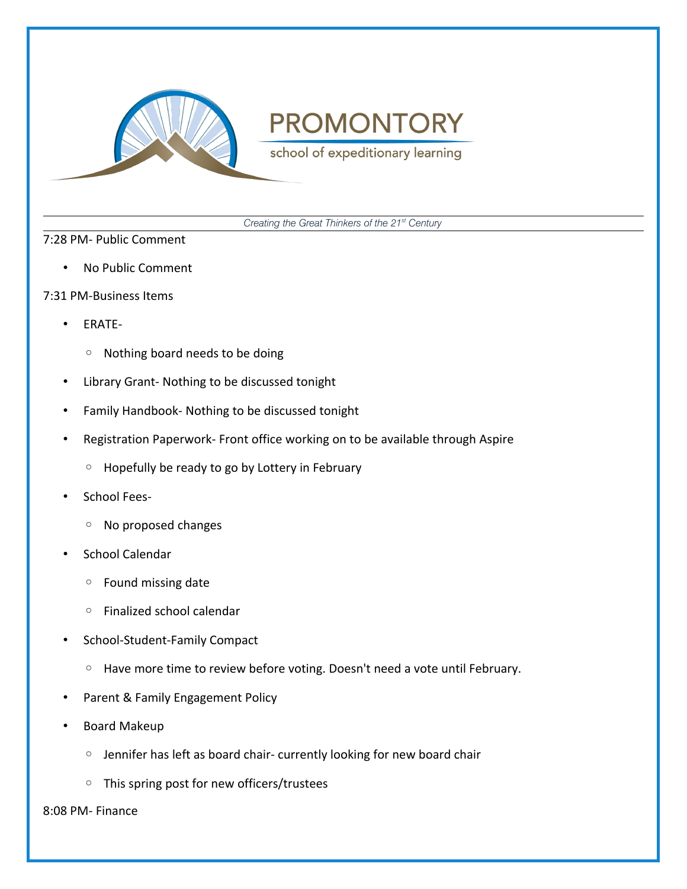PROMONTORY

school of expeditionary learning

*Creating the Great Thinkers of the 21st Century*

7:28 PM- Public Comment

- No Public Comment

7:31 PM-Business Items

- ERATE-
  - Nothing board needs to be doing
- Library Grant- Nothing to be discussed tonight
- Family Handbook- Nothing to be discussed tonight
- Registration Paperwork- Front office working on to be available through Aspire
  - Hopefully be ready to go by Lottery in February
- School Fees-
  - No proposed changes
- School Calendar
  - Found missing date
  - Finalized school calendar
- School-Student-Family Compact
  - Have more time to review before voting. Doesn't need a vote until February.
- Parent & Family Engagement Policy
- Board Makeup
  - Jennifer has left as board chair- currently looking for new board chair
  - This spring post for new officers/trustees

8:08 PM- Finance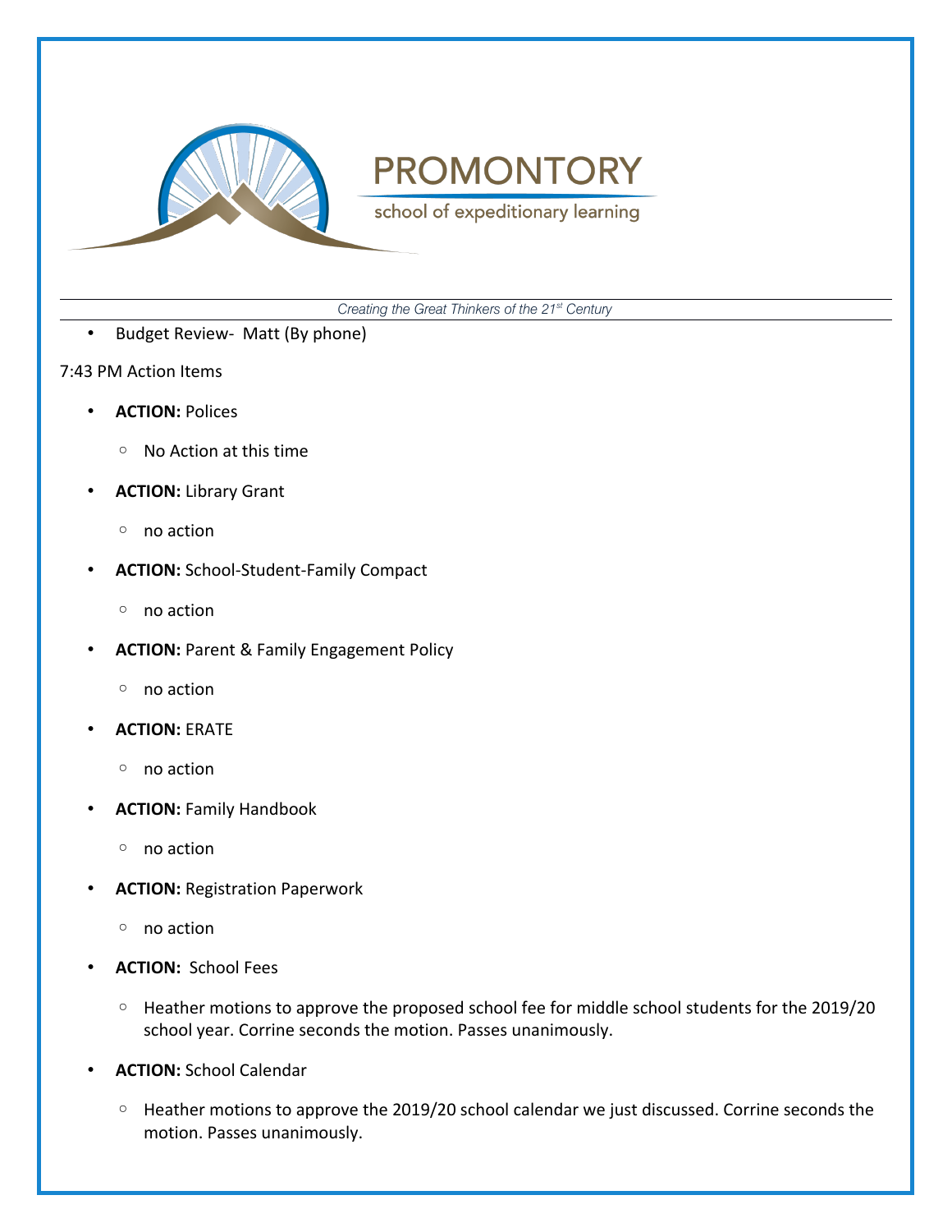- Budget Review- Matt (By phone)

7:43 PM Action Items

- **ACTION:** Polices
  - No Action at this time
- **ACTION:** Library Grant
  - no action
- **ACTION:** School-Student-Family Compact
  - no action
- **ACTION:** Parent & Family Engagement Policy
  - no action
- **ACTION:** ERATE
  - no action
- **ACTION:** Family Handbook
  - no action
- **ACTION:** Registration Paperwork
  - no action
- **ACTION:** School Fees
  - Heather motions to approve the proposed school fee for middle school students for the 2019/20 school year. Corrine seconds the motion. Passes unanimously.
- **ACTION:** School Calendar
  - Heather motions to approve the 2019/20 school calendar we just discussed. Corrine seconds the motion. Passes unanimously.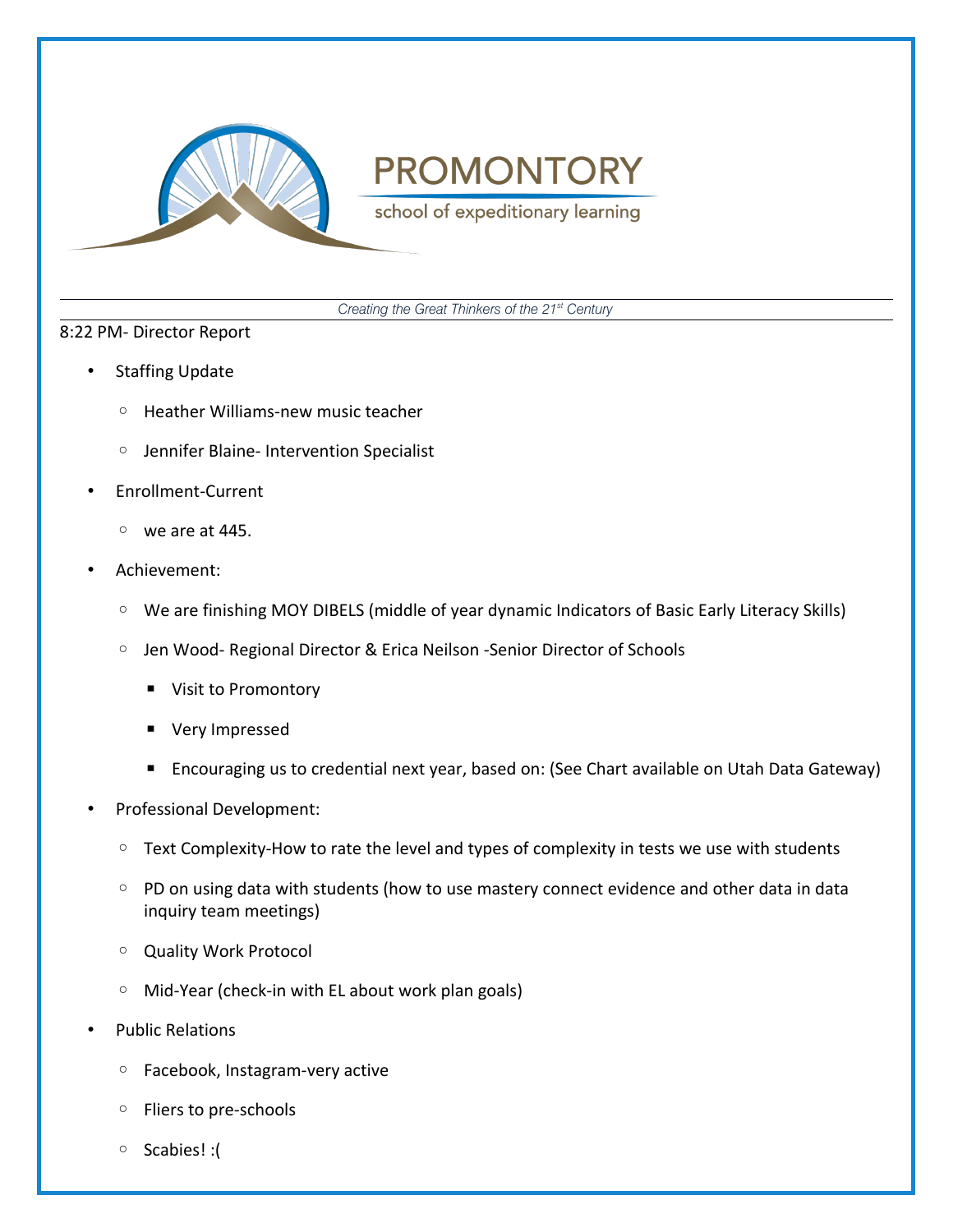# PROMONTORY

school of expeditionary learning

*Creating the Great Thinkers of the 21st Century*

8:22 PM- Director Report

- Staffing Update
  - Heather Williams-new music teacher
  - Jennifer Blaine- Intervention Specialist
- Enrollment-Current
  - we are at 445.
- Achievement:
  - We are finishing MOY DIBELS (middle of year dynamic Indicators of Basic Early Literacy Skills)
  - Jen Wood- Regional Director & Erica Neilson -Senior Director of Schools
    - Visit to Promontory
    - Very Impressed
    - Encouraging us to credential next year, based on: (See Chart available on Utah Data Gateway)
- Professional Development:
  - Text Complexity-How to rate the level and types of complexity in tests we use with students
  - PD on using data with students (how to use mastery connect evidence and other data in data inquiry team meetings)
  - Quality Work Protocol
  - Mid-Year (check-in with EL about work plan goals)
- Public Relations
  - Facebook, Instagram-very active
  - Fliers to pre-schools
  - Scabies! :(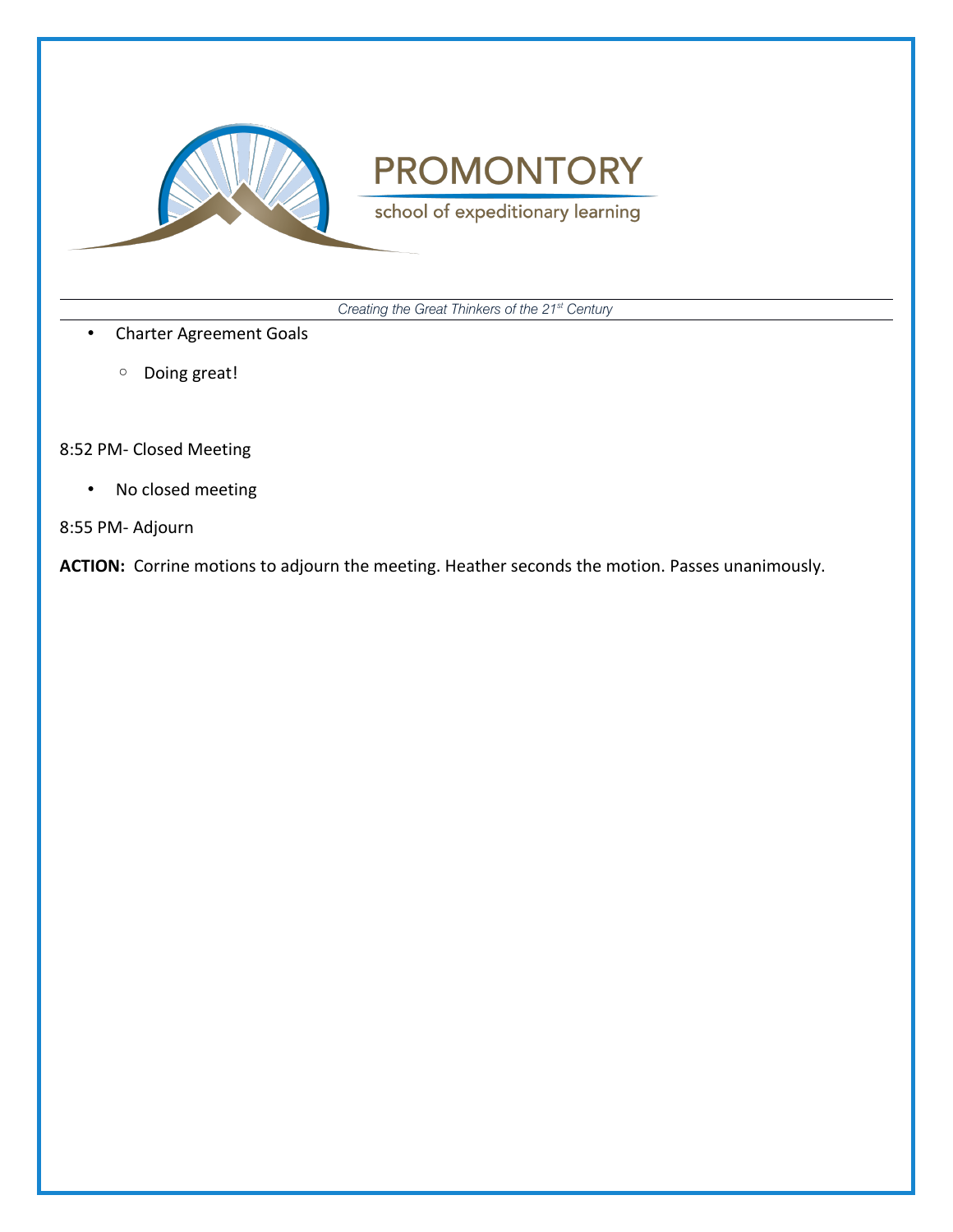- Charter Agreement Goals
    - Doing great!

8:52 PM- Closed Meeting

- No closed meeting

8:55 PM- Adjourn

**ACTION:** Corrine motions to adjourn the meeting. Heather seconds the motion. Passes unanimously.